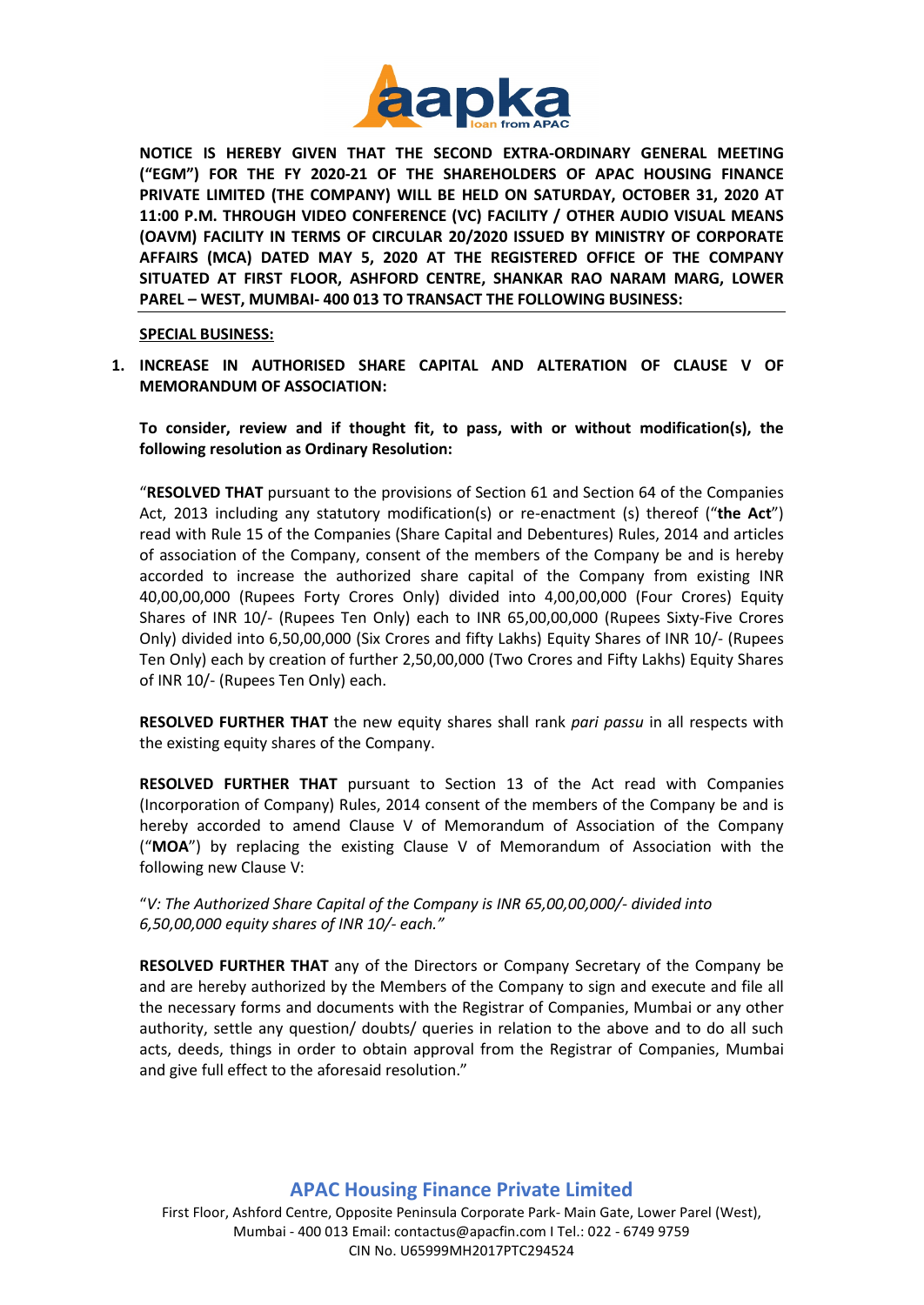**NOTICE IS HEREBY GIVEN THAT THE SECOND EXTRA-ORDINARY GENERAL MEETING ("EGM") FOR THE FY 2020-21 OF THE SHAREHOLDERS OF APAC HOUSING FINANCE PRIVATE LIMITED (THE COMPANY) WILL BE HELD ON SATURDAY, OCTOBER 31, 2020 AT 11:00 P.M. THROUGH VIDEO CONFERENCE (VC) FACILITY / OTHER AUDIO VISUAL MEANS (OAVM) FACILITY IN TERMS OF CIRCULAR 20/2020 ISSUED BY MINISTRY OF CORPORATE AFFAIRS (MCA) DATED MAY 5, 2020 AT THE REGISTERED OFFICE OF THE COMPANY SITUATED AT FIRST FLOOR, ASHFORD CENTRE, SHANKAR RAO NARAM MARG, LOWER PAREL – WEST, MUMBAI- 400 013 TO TRANSACT THE FOLLOWING BUSINESS:**

**SPECIAL BUSINESS:**

1. **INCREASE IN AUTHORISED SHARE CAPITAL AND ALTERATION OF CLAUSE V OF MEMORANDUM OF ASSOCIATION:**

**To consider, review and if thought fit, to pass, with or without modification(s), the following resolution as Ordinary Resolution:**

"**RESOLVED THAT** pursuant to the provisions of Section 61 and Section 64 of the Companies Act, 2013 including any statutory modification(s) or re-enactment (s) thereof ("**the Act**") read with Rule 15 of the Companies (Share Capital and Debentures) Rules, 2014 and articles of association of the Company, consent of the members of the Company be and is hereby accorded to increase the authorized share capital of the Company from existing INR 40,00,00,000 (Rupees Forty Crores Only) divided into 4,00,00,000 (Four Crores) Equity Shares of INR 10/- (Rupees Ten Only) each to INR 65,00,00,000 (Rupees Sixty-Five Crores Only) divided into 6,50,00,000 (Six Crores and fifty Lakhs) Equity Shares of INR 10/- (Rupees Ten Only) each by creation of further 2,50,00,000 (Two Crores and Fifty Lakhs) Equity Shares of INR 10/- (Rupees Ten Only) each.

**RESOLVED FURTHER THAT** the new equity shares shall rank *pari passu* in all respects with the existing equity shares of the Company.

**RESOLVED FURTHER THAT** pursuant to Section 13 of the Act read with Companies (Incorporation of Company) Rules, 2014 consent of the members of the Company be and is hereby accorded to amend Clause V of Memorandum of Association of the Company ("**MOA**") by replacing the existing Clause V of Memorandum of Association with the following new Clause V:

"*V: The Authorized Share Capital of the Company is INR 65,00,00,000/- divided into 6,50,00,000 equity shares of INR 10/- each."*

**RESOLVED FURTHER THAT** any of the Directors or Company Secretary of the Company be and are hereby authorized by the Members of the Company to sign and execute and file all the necessary forms and documents with the Registrar of Companies, Mumbai or any other authority, settle any question/ doubts/ queries in relation to the above and to do all such acts, deeds, things in order to obtain approval from the Registrar of Companies, Mumbai and give full effect to the aforesaid resolution."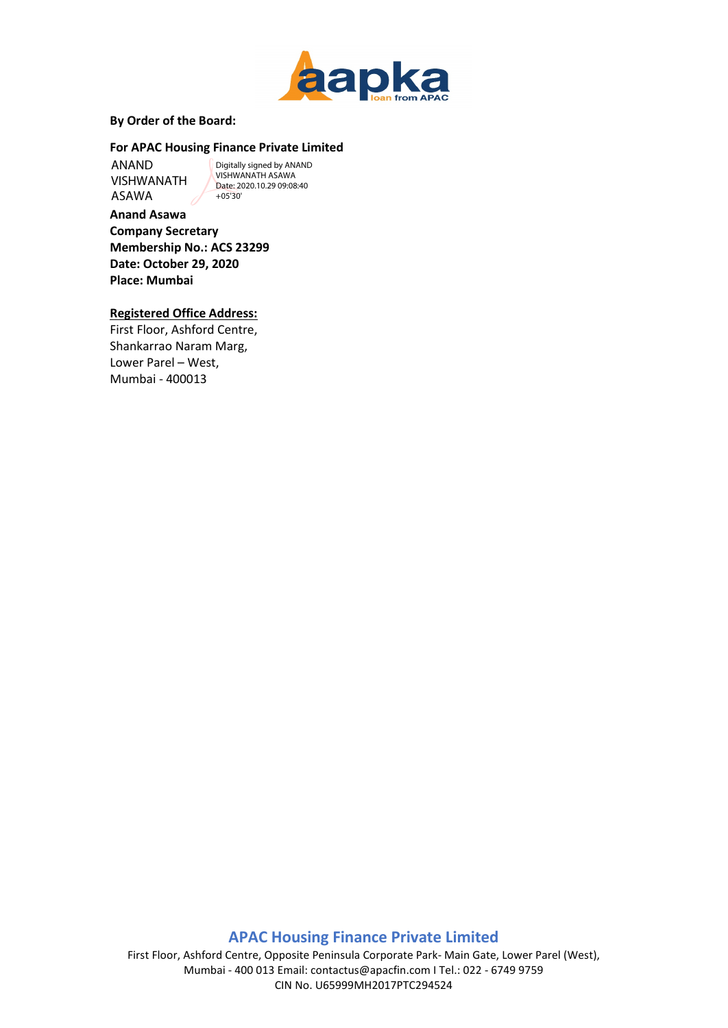**By Order of the Board:**

**For APAC Housing Finance Private Limited**

ANAND VISHWANATH ASAWA

Digitally signed by ANAND VISHWANATH ASAWA
Date: 2020.10.29 09:08:40 +05'30'

**Anand Asawa**
**Company Secretary**
**Membership No.: ACS 23299**
**Date: October 29, 2020**
**Place: Mumbai**

**Registered Office Address:**

First Floor, Ashford Centre,
Shankarrao Naram Marg,
Lower Parel – West,
Mumbai - 400013

**APAC Housing Finance Private Limited**

First Floor, Ashford Centre, Opposite Peninsula Corporate Park- Main Gate, Lower Parel (West), Mumbai - 400 013 Email: contactus@apacfin.com I Tel.: 022 - 6749 9759
CIN No. U65999MH2017PTC294524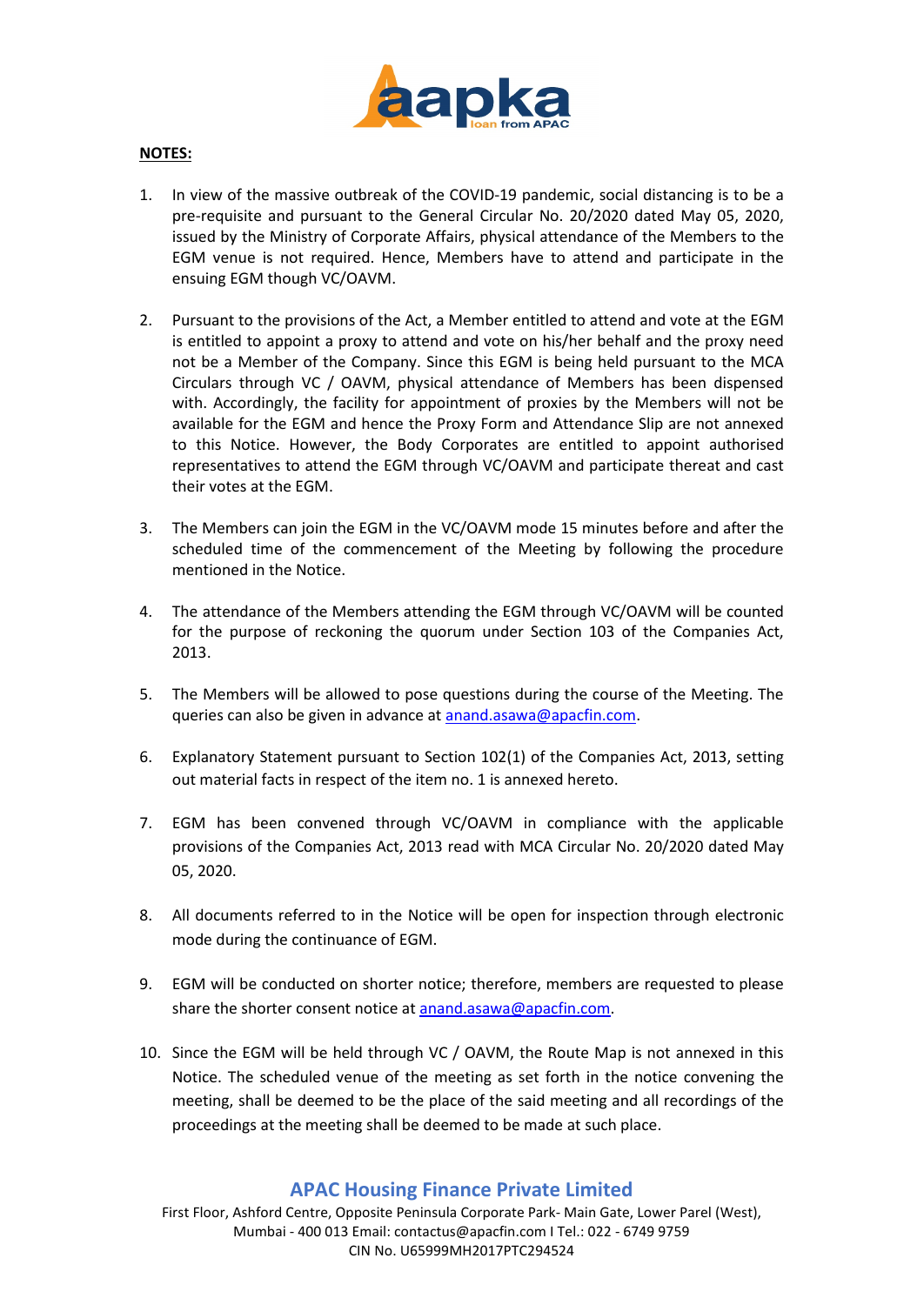**NOTES:**

1. In view of the massive outbreak of the COVID-19 pandemic, social distancing is to be a pre-requisite and pursuant to the General Circular No. 20/2020 dated May 05, 2020, issued by the Ministry of Corporate Affairs, physical attendance of the Members to the EGM venue is not required. Hence, Members have to attend and participate in the ensuing EGM though VC/OAVM.

2. Pursuant to the provisions of the Act, a Member entitled to attend and vote at the EGM is entitled to appoint a proxy to attend and vote on his/her behalf and the proxy need not be a Member of the Company. Since this EGM is being held pursuant to the MCA Circulars through VC / OAVM, physical attendance of Members has been dispensed with. Accordingly, the facility for appointment of proxies by the Members will not be available for the EGM and hence the Proxy Form and Attendance Slip are not annexed to this Notice. However, the Body Corporates are entitled to appoint authorised representatives to attend the EGM through VC/OAVM and participate thereat and cast their votes at the EGM.

3. The Members can join the EGM in the VC/OAVM mode 15 minutes before and after the scheduled time of the commencement of the Meeting by following the procedure mentioned in the Notice.

4. The attendance of the Members attending the EGM through VC/OAVM will be counted for the purpose of reckoning the quorum under Section 103 of the Companies Act, 2013.

5. The Members will be allowed to pose questions during the course of the Meeting. The queries can also be given in advance at anand.asawa@apacfin.com.

6. Explanatory Statement pursuant to Section 102(1) of the Companies Act, 2013, setting out material facts in respect of the item no. 1 is annexed hereto.

7. EGM has been convened through VC/OAVM in compliance with the applicable provisions of the Companies Act, 2013 read with MCA Circular No. 20/2020 dated May 05, 2020.

8. All documents referred to in the Notice will be open for inspection through electronic mode during the continuance of EGM.

9. EGM will be conducted on shorter notice; therefore, members are requested to please share the shorter consent notice at anand.asawa@apacfin.com.

10. Since the EGM will be held through VC / OAVM, the Route Map is not annexed in this Notice. The scheduled venue of the meeting as set forth in the notice convening the meeting, shall be deemed to be the place of the said meeting and all recordings of the proceedings at the meeting shall be deemed to be made at such place.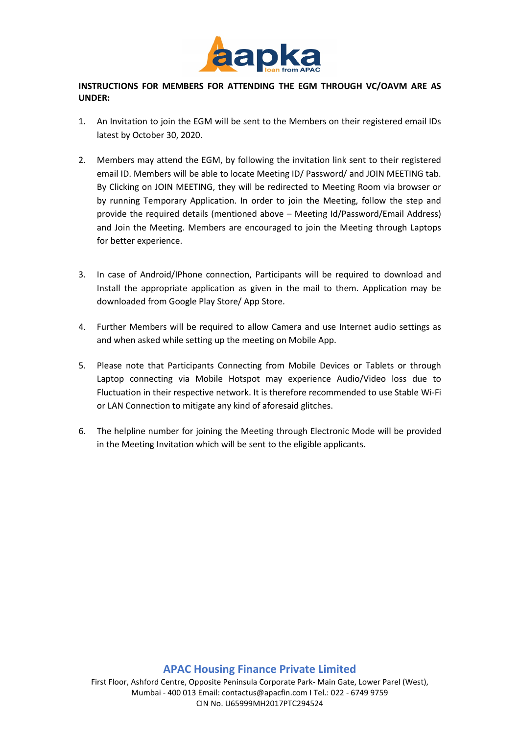**INSTRUCTIONS FOR MEMBERS FOR ATTENDING THE EGM THROUGH VC/OAVM ARE AS UNDER:**

1. An Invitation to join the EGM will be sent to the Members on their registered email IDs latest by October 30, 2020.

2. Members may attend the EGM, by following the invitation link sent to their registered email ID. Members will be able to locate Meeting ID/ Password/ and JOIN MEETING tab. By Clicking on JOIN MEETING, they will be redirected to Meeting Room via browser or by running Temporary Application. In order to join the Meeting, follow the step and provide the required details (mentioned above – Meeting Id/Password/Email Address) and Join the Meeting. Members are encouraged to join the Meeting through Laptops for better experience.

3. In case of Android/IPhone connection, Participants will be required to download and Install the appropriate application as given in the mail to them. Application may be downloaded from Google Play Store/ App Store.

4. Further Members will be required to allow Camera and use Internet audio settings as and when asked while setting up the meeting on Mobile App.

5. Please note that Participants Connecting from Mobile Devices or Tablets or through Laptop connecting via Mobile Hotspot may experience Audio/Video loss due to Fluctuation in their respective network. It is therefore recommended to use Stable Wi-Fi or LAN Connection to mitigate any kind of aforesaid glitches.

6. The helpline number for joining the Meeting through Electronic Mode will be provided in the Meeting Invitation which will be sent to the eligible applicants.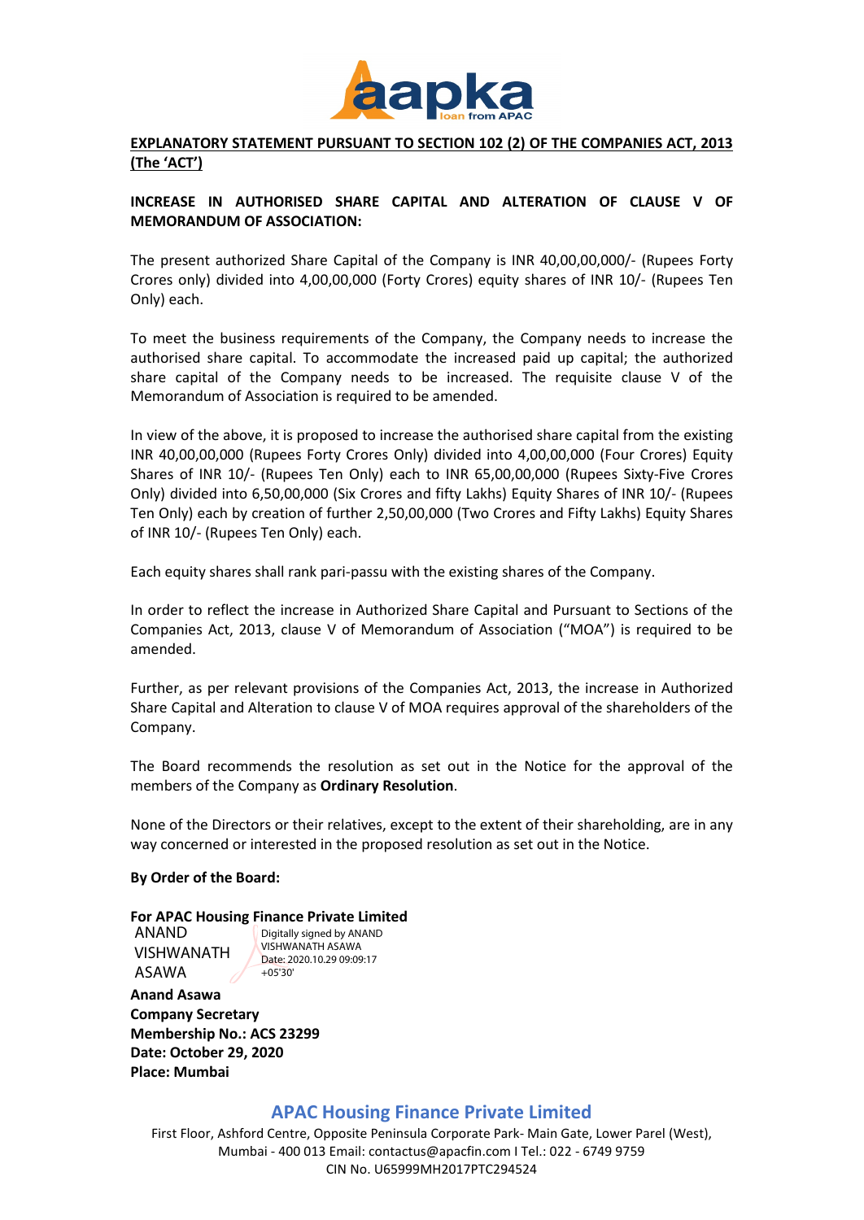**EXPLANATORY STATEMENT PURSUANT TO SECTION 102 (2) OF THE COMPANIES ACT, 2013 (The 'ACT')**

**INCREASE IN AUTHORISED SHARE CAPITAL AND ALTERATION OF CLAUSE V OF MEMORANDUM OF ASSOCIATION:**

The present authorized Share Capital of the Company is INR 40,00,00,000/- (Rupees Forty Crores only) divided into 4,00,00,000 (Forty Crores) equity shares of INR 10/- (Rupees Ten Only) each.

To meet the business requirements of the Company, the Company needs to increase the authorised share capital. To accommodate the increased paid up capital; the authorized share capital of the Company needs to be increased. The requisite clause V of the Memorandum of Association is required to be amended.

In view of the above, it is proposed to increase the authorised share capital from the existing INR 40,00,00,000 (Rupees Forty Crores Only) divided into 4,00,00,000 (Four Crores) Equity Shares of INR 10/- (Rupees Ten Only) each to INR 65,00,00,000 (Rupees Sixty-Five Crores Only) divided into 6,50,00,000 (Six Crores and fifty Lakhs) Equity Shares of INR 10/- (Rupees Ten Only) each by creation of further 2,50,00,000 (Two Crores and Fifty Lakhs) Equity Shares of INR 10/- (Rupees Ten Only) each.

Each equity shares shall rank pari-passu with the existing shares of the Company.

In order to reflect the increase in Authorized Share Capital and Pursuant to Sections of the Companies Act, 2013, clause V of Memorandum of Association ("MOA") is required to be amended.

Further, as per relevant provisions of the Companies Act, 2013, the increase in Authorized Share Capital and Alteration to clause V of MOA requires approval of the shareholders of the Company.

The Board recommends the resolution as set out in the Notice for the approval of the members of the Company as **Ordinary Resolution**.

None of the Directors or their relatives, except to the extent of their shareholding, are in any way concerned or interested in the proposed resolution as set out in the Notice.

**By Order of the Board:**

**For APAC Housing Finance Private Limited**

ANAND VISHWANATH ASAWA

Digitally signed by ANAND VISHWANATH ASAWA
Date: 2020.10.29 09:09:17 +05'30'

**Anand Asawa**
**Company Secretary**
**Membership No.: ACS 23299**
**Date: October 29, 2020**
**Place: Mumbai**

**APAC Housing Finance Private Limited**

First Floor, Ashford Centre, Opposite Peninsula Corporate Park- Main Gate, Lower Parel (West), Mumbai - 400 013 Email: contactus@apacfin.com I Tel.: 022 - 6749 9759
CIN No. U65999MH2017PTC294524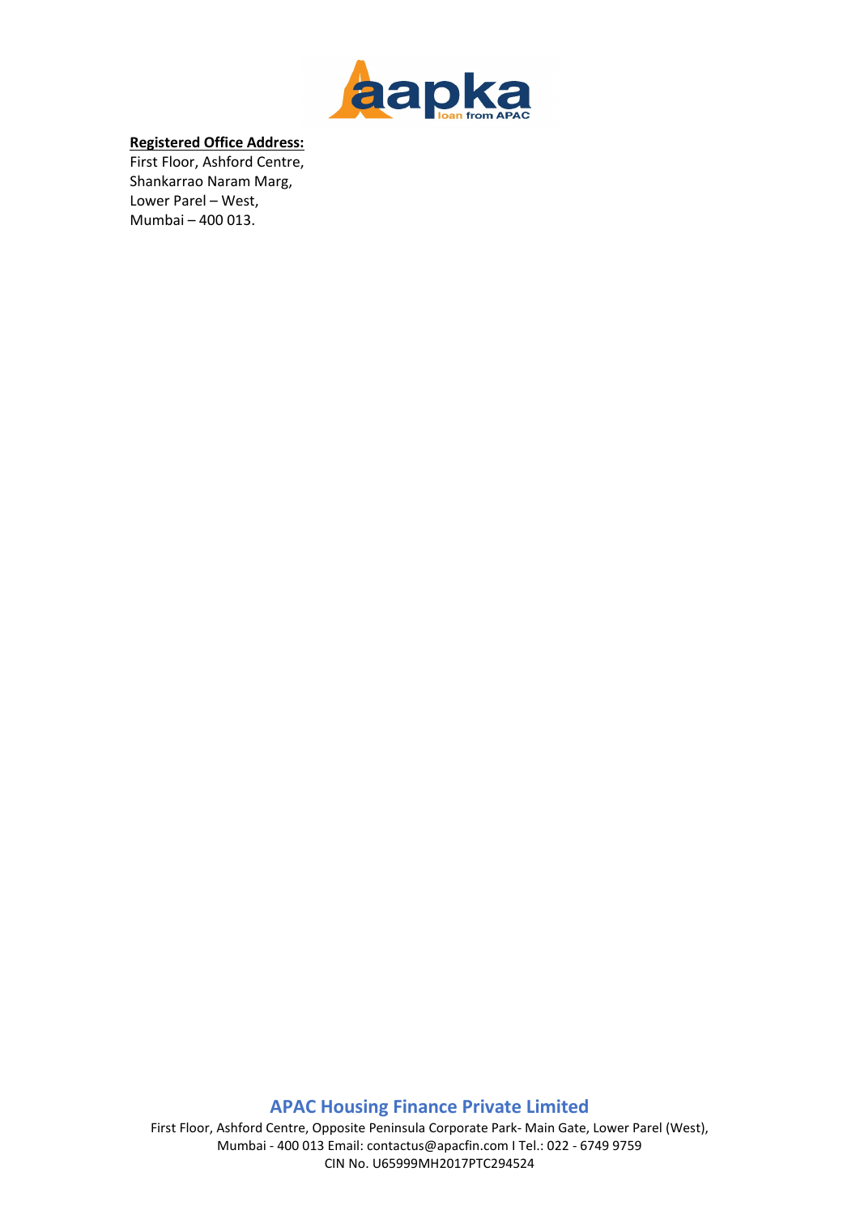**Registered Office Address:**
First Floor, Ashford Centre,
Shankarrao Naram Marg,
Lower Parel – West,
Mumbai – 400 013.